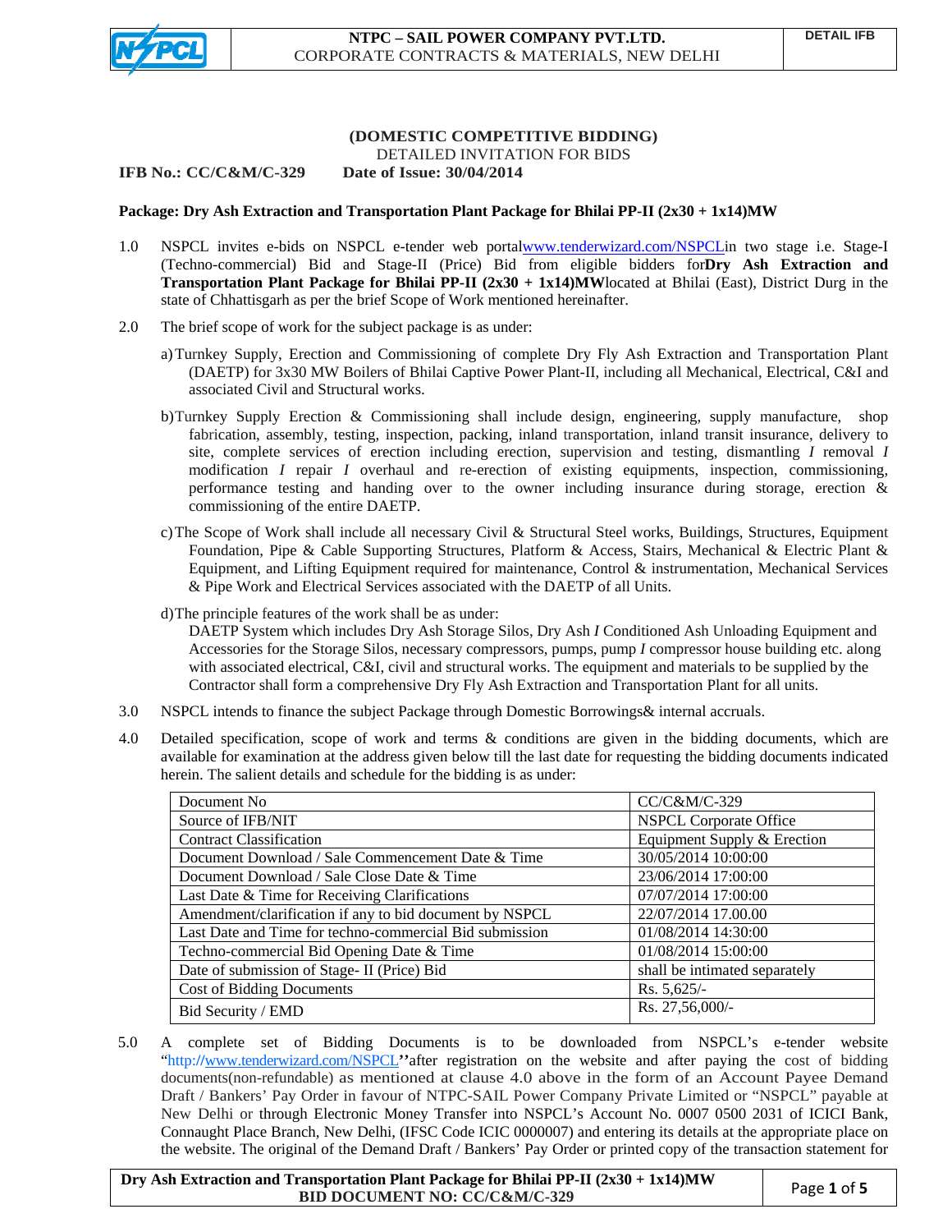**(DOMESTIC COMPETITIVE BIDDING)**

DETAILED INVITATION FOR BIDS

**IFB No.: CC/C&M/C-329** **Date of Issue: 30/04/2014**

**Package: Dry Ash Extraction and Transportation Plant Package for Bhilai PP-II (2x30 + 1x14)MW**

1.0 NSPCL invites e-bids on NSPCL e-tender web portal www.tenderwizard.com/NSPCL in two stage i.e. Stage-I (Techno-commercial) Bid and Stage-II (Price) Bid from eligible bidders for **Dry Ash Extraction and Transportation Plant Package for Bhilai PP-II (2x30 + 1x14)MW** located at Bhilai (East), District Durg in the state of Chhattisgarh as per the brief Scope of Work mentioned hereinafter.

2.0 The brief scope of work for the subject package is as under:

a) Turnkey Supply, Erection and Commissioning of complete Dry Fly Ash Extraction and Transportation Plant (DAETP) for 3x30 MW Boilers of Bhilai Captive Power Plant-II, including all Mechanical, Electrical, C&I and associated Civil and Structural works.

b) Turnkey Supply Erection & Commissioning shall include design, engineering, supply manufacture, shop fabrication, assembly, testing, inspection, packing, inland transportation, inland transit insurance, delivery to site, complete services of erection including erection, supervision and testing, dismantling *I* removal *I* modification *I* repair *I* overhaul and re-erection of existing equipments, inspection, commissioning, performance testing and handing over to the owner including insurance during storage, erection & commissioning of the entire DAETP.

c) The Scope of Work shall include all necessary Civil & Structural Steel works, Buildings, Structures, Equipment Foundation, Pipe & Cable Supporting Structures, Platform & Access, Stairs, Mechanical & Electric Plant & Equipment, and Lifting Equipment required for maintenance, Control & instrumentation, Mechanical Services & Pipe Work and Electrical Services associated with the DAETP of all Units.

d) The principle features of the work shall be as under:
DAETP System which includes Dry Ash Storage Silos, Dry Ash *I* Conditioned Ash Unloading Equipment and Accessories for the Storage Silos, necessary compressors, pumps, pump *I* compressor house building etc. along with associated electrical, C&I, civil and structural works. The equipment and materials to be supplied by the Contractor shall form a comprehensive Dry Fly Ash Extraction and Transportation Plant for all units.

3.0 NSPCL intends to finance the subject Package through Domestic Borrowings& internal accruals.

4.0 Detailed specification, scope of work and terms & conditions are given in the bidding documents, which are available for examination at the address given below till the last date for requesting the bidding documents indicated herein. The salient details and schedule for the bidding is as under:

| Document No | CC/C&M/C-329 |
|---|---|
| Source of IFB/NIT | NSPCL Corporate Office |
| Contract Classification | Equipment Supply & Erection |
| Document Download / Sale Commencement Date & Time | 30/05/2014 10:00:00 |
| Document Download / Sale Close Date & Time | 23/06/2014 17:00:00 |
| Last Date & Time for Receiving Clarifications | 07/07/2014 17:00:00 |
| Amendment/clarification if any to bid document by NSPCL | 22/07/2014 17.00.00 |
| Last Date and Time for techno-commercial Bid submission | 01/08/2014 14:30:00 |
| Techno-commercial Bid Opening Date & Time | 01/08/2014 15:00:00 |
| Date of submission of Stage- II (Price) Bid | shall be intimated separately |
| Cost of Bidding Documents | Rs. 5,625/- |
| Bid Security / EMD | Rs. 27,56,000/- |

5.0 A complete set of Bidding Documents is to be downloaded from NSPCL's e-tender website "http://www.tenderwizard.com/NSPCL" after registration on the website and after paying the cost of bidding documents(non-refundable) as mentioned at clause 4.0 above in the form of an Account Payee Demand Draft / Bankers' Pay Order in favour of NTPC-SAIL Power Company Private Limited or "NSPCL" payable at New Delhi or through Electronic Money Transfer into NSPCL's Account No. 0007 0500 2031 of ICICI Bank, Connaught Place Branch, New Delhi, (IFSC Code ICIC 0000007) and entering its details at the appropriate place on the website. The original of the Demand Draft / Bankers' Pay Order or printed copy of the transaction statement for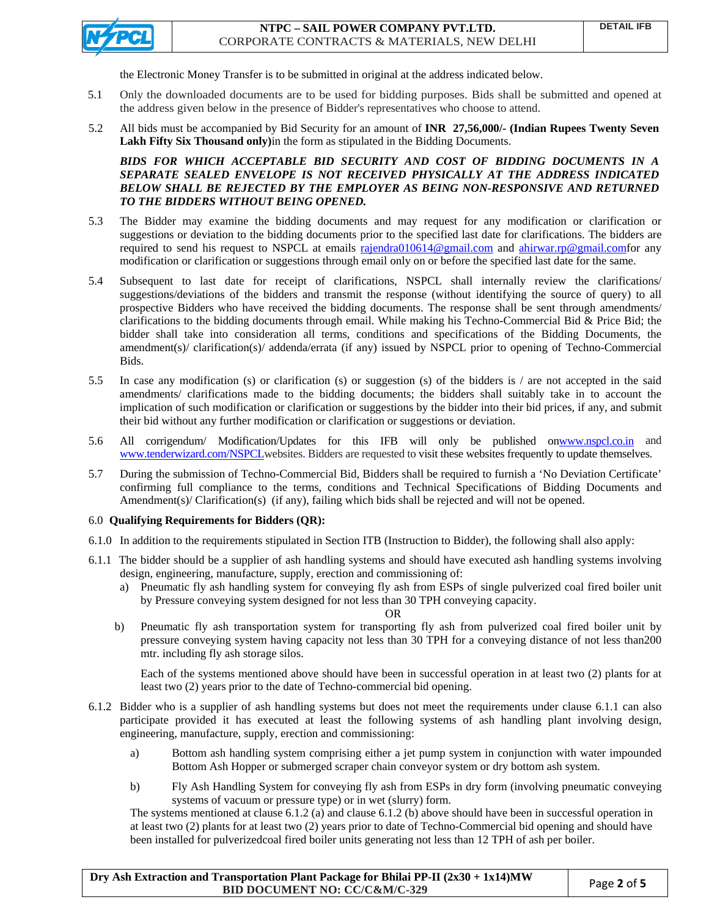the Electronic Money Transfer is to be submitted in original at the address indicated below.

5.1 Only the downloaded documents are to be used for bidding purposes. Bids shall be submitted and opened at the address given below in the presence of Bidder's representatives who choose to attend.

5.2 All bids must be accompanied by Bid Security for an amount of **INR 27,56,000/- (Indian Rupees Twenty Seven Lakh Fifty Six Thousand only)**in the form as stipulated in the Bidding Documents.

***BIDS FOR WHICH ACCEPTABLE BID SECURITY AND COST OF BIDDING DOCUMENTS IN A SEPARATE SEALED ENVELOPE IS NOT RECEIVED PHYSICALLY AT THE ADDRESS INDICATED BELOW SHALL BE REJECTED BY THE EMPLOYER AS BEING NON-RESPONSIVE AND RETURNED TO THE BIDDERS WITHOUT BEING OPENED.***

5.3 The Bidder may examine the bidding documents and may request for any modification or clarification or suggestions or deviation to the bidding documents prior to the specified last date for clarifications. The bidders are required to send his request to NSPCL at emails rajendra010614@gmail.com and ahirwar.rp@gmail.comfor any modification or clarification or suggestions through email only on or before the specified last date for the same.

5.4 Subsequent to last date for receipt of clarifications, NSPCL shall internally review the clarifications/ suggestions/deviations of the bidders and transmit the response (without identifying the source of query) to all prospective Bidders who have received the bidding documents. The response shall be sent through amendments/ clarifications to the bidding documents through email. While making his Techno-Commercial Bid & Price Bid; the bidder shall take into consideration all terms, conditions and specifications of the Bidding Documents, the amendment(s)/ clarification(s)/ addenda/errata (if any) issued by NSPCL prior to opening of Techno-Commercial Bids.

5.5 In case any modification (s) or clarification (s) or suggestion (s) of the bidders is / are not accepted in the said amendments/ clarifications made to the bidding documents; the bidders shall suitably take in to account the implication of such modification or clarification or suggestions by the bidder into their bid prices, if any, and submit their bid without any further modification or clarification or suggestions or deviation.

5.6 All corrigendum/ Modification/Updates for this IFB will only be published onwww.nspcl.co.in and www.tenderwizard.com/NSPCLwebsites. Bidders are requested to visit these websites frequently to update themselves.

5.7 During the submission of Techno-Commercial Bid, Bidders shall be required to furnish a 'No Deviation Certificate' confirming full compliance to the terms, conditions and Technical Specifications of Bidding Documents and Amendment(s)/ Clarification(s) (if any), failing which bids shall be rejected and will not be opened.

6.0 **Qualifying Requirements for Bidders (QR):**

6.1.0 In addition to the requirements stipulated in Section ITB (Instruction to Bidder), the following shall also apply:

6.1.1 The bidder should be a supplier of ash handling systems and should have executed ash handling systems involving design, engineering, manufacture, supply, erection and commissioning of:

a) Pneumatic fly ash handling system for conveying fly ash from ESPs of single pulverized coal fired boiler unit by Pressure conveying system designed for not less than 30 TPH conveying capacity.

OR

b) Pneumatic fly ash transportation system for transporting fly ash from pulverized coal fired boiler unit by pressure conveying system having capacity not less than 30 TPH for a conveying distance of not less than200 mtr. including fly ash storage silos.

Each of the systems mentioned above should have been in successful operation in at least two (2) plants for at least two (2) years prior to the date of Techno-commercial bid opening.

6.1.2 Bidder who is a supplier of ash handling systems but does not meet the requirements under clause 6.1.1 can also participate provided it has executed at least the following systems of ash handling plant involving design, engineering, manufacture, supply, erection and commissioning:

a) Bottom ash handling system comprising either a jet pump system in conjunction with water impounded Bottom Ash Hopper or submerged scraper chain conveyor system or dry bottom ash system.

b) Fly Ash Handling System for conveying fly ash from ESPs in dry form (involving pneumatic conveying systems of vacuum or pressure type) or in wet (slurry) form.

The systems mentioned at clause 6.1.2 (a) and clause 6.1.2 (b) above should have been in successful operation in at least two (2) plants for at least two (2) years prior to date of Techno-Commercial bid opening and should have been installed for pulverizedcoal fired boiler units generating not less than 12 TPH of ash per boiler.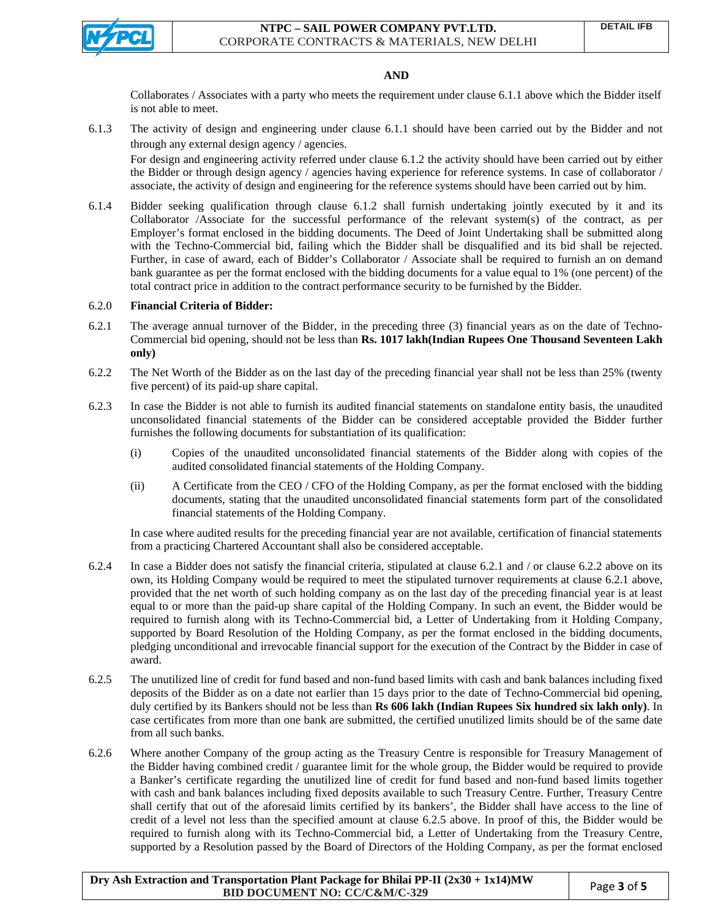**AND**

Collaborates / Associates with a party who meets the requirement under clause 6.1.1 above which the Bidder itself is not able to meet.

6.1.3 The activity of design and engineering under clause 6.1.1 should have been carried out by the Bidder and not through any external design agency / agencies.

For design and engineering activity referred under clause 6.1.2 the activity should have been carried out by either the Bidder or through design agency / agencies having experience for reference systems. In case of collaborator / associate, the activity of design and engineering for the reference systems should have been carried out by him.

6.1.4 Bidder seeking qualification through clause 6.1.2 shall furnish undertaking jointly executed by it and its Collaborator /Associate for the successful performance of the relevant system(s) of the contract, as per Employer's format enclosed in the bidding documents. The Deed of Joint Undertaking shall be submitted along with the Techno-Commercial bid, failing which the Bidder shall be disqualified and its bid shall be rejected. Further, in case of award, each of Bidder's Collaborator / Associate shall be required to furnish an on demand bank guarantee as per the format enclosed with the bidding documents for a value equal to 1% (one percent) of the total contract price in addition to the contract performance security to be furnished by the Bidder.

6.2.0 **Financial Criteria of Bidder:**

6.2.1 The average annual turnover of the Bidder, in the preceding three (3) financial years as on the date of Techno-Commercial bid opening, should not be less than **Rs. 1017 lakh(Indian Rupees One Thousand Seventeen Lakh only)**

6.2.2 The Net Worth of the Bidder as on the last day of the preceding financial year shall not be less than 25% (twenty five percent) of its paid-up share capital.

6.2.3 In case the Bidder is not able to furnish its audited financial statements on standalone entity basis, the unaudited unconsolidated financial statements of the Bidder can be considered acceptable provided the Bidder further furnishes the following documents for substantiation of its qualification:

(i) Copies of the unaudited unconsolidated financial statements of the Bidder along with copies of the audited consolidated financial statements of the Holding Company.

(ii) A Certificate from the CEO / CFO of the Holding Company, as per the format enclosed with the bidding documents, stating that the unaudited unconsolidated financial statements form part of the consolidated financial statements of the Holding Company.

In case where audited results for the preceding financial year are not available, certification of financial statements from a practicing Chartered Accountant shall also be considered acceptable.

6.2.4 In case a Bidder does not satisfy the financial criteria, stipulated at clause 6.2.1 and / or clause 6.2.2 above on its own, its Holding Company would be required to meet the stipulated turnover requirements at clause 6.2.1 above, provided that the net worth of such holding company as on the last day of the preceding financial year is at least equal to or more than the paid-up share capital of the Holding Company. In such an event, the Bidder would be required to furnish along with its Techno-Commercial bid, a Letter of Undertaking from it Holding Company, supported by Board Resolution of the Holding Company, as per the format enclosed in the bidding documents, pledging unconditional and irrevocable financial support for the execution of the Contract by the Bidder in case of award.

6.2.5 The unutilized line of credit for fund based and non-fund based limits with cash and bank balances including fixed deposits of the Bidder as on a date not earlier than 15 days prior to the date of Techno-Commercial bid opening, duly certified by its Bankers should not be less than **Rs 606 lakh (Indian Rupees Six hundred six lakh only)**. In case certificates from more than one bank are submitted, the certified unutilized limits should be of the same date from all such banks.

6.2.6 Where another Company of the group acting as the Treasury Centre is responsible for Treasury Management of the Bidder having combined credit / guarantee limit for the whole group, the Bidder would be required to provide a Banker's certificate regarding the unutilized line of credit for fund based and non-fund based limits together with cash and bank balances including fixed deposits available to such Treasury Centre. Further, Treasury Centre shall certify that out of the aforesaid limits certified by its bankers', the Bidder shall have access to the line of credit of a level not less than the specified amount at clause 6.2.5 above. In proof of this, the Bidder would be required to furnish along with its Techno-Commercial bid, a Letter of Undertaking from the Treasury Centre, supported by a Resolution passed by the Board of Directors of the Holding Company, as per the format enclosed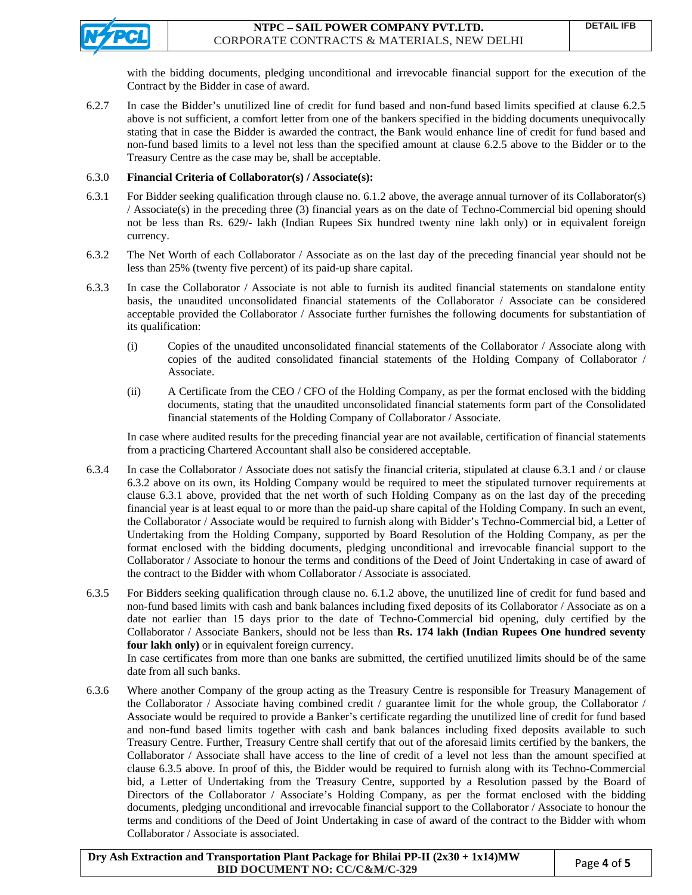with the bidding documents, pledging unconditional and irrevocable financial support for the execution of the Contract by the Bidder in case of award.

6.2.7 In case the Bidder's unutilized line of credit for fund based and non-fund based limits specified at clause 6.2.5 above is not sufficient, a comfort letter from one of the bankers specified in the bidding documents unequivocally stating that in case the Bidder is awarded the contract, the Bank would enhance line of credit for fund based and non-fund based limits to a level not less than the specified amount at clause 6.2.5 above to the Bidder or to the Treasury Centre as the case may be, shall be acceptable.

6.3.0 **Financial Criteria of Collaborator(s) / Associate(s):**

6.3.1 For Bidder seeking qualification through clause no. 6.1.2 above, the average annual turnover of its Collaborator(s) / Associate(s) in the preceding three (3) financial years as on the date of Techno-Commercial bid opening should not be less than Rs. 629/- lakh (Indian Rupees Six hundred twenty nine lakh only) or in equivalent foreign currency.

6.3.2 The Net Worth of each Collaborator / Associate as on the last day of the preceding financial year should not be less than 25% (twenty five percent) of its paid-up share capital.

6.3.3 In case the Collaborator / Associate is not able to furnish its audited financial statements on standalone entity basis, the unaudited unconsolidated financial statements of the Collaborator / Associate can be considered acceptable provided the Collaborator / Associate further furnishes the following documents for substantiation of its qualification:

(i) Copies of the unaudited unconsolidated financial statements of the Collaborator / Associate along with copies of the audited consolidated financial statements of the Holding Company of Collaborator / Associate.

(ii) A Certificate from the CEO / CFO of the Holding Company, as per the format enclosed with the bidding documents, stating that the unaudited unconsolidated financial statements form part of the Consolidated financial statements of the Holding Company of Collaborator / Associate.

In case where audited results for the preceding financial year are not available, certification of financial statements from a practicing Chartered Accountant shall also be considered acceptable.

6.3.4 In case the Collaborator / Associate does not satisfy the financial criteria, stipulated at clause 6.3.1 and / or clause 6.3.2 above on its own, its Holding Company would be required to meet the stipulated turnover requirements at clause 6.3.1 above, provided that the net worth of such Holding Company as on the last day of the preceding financial year is at least equal to or more than the paid-up share capital of the Holding Company. In such an event, the Collaborator / Associate would be required to furnish along with Bidder's Techno-Commercial bid, a Letter of Undertaking from the Holding Company, supported by Board Resolution of the Holding Company, as per the format enclosed with the bidding documents, pledging unconditional and irrevocable financial support to the Collaborator / Associate to honour the terms and conditions of the Deed of Joint Undertaking in case of award of the contract to the Bidder with whom Collaborator / Associate is associated.

6.3.5 For Bidders seeking qualification through clause no. 6.1.2 above, the unutilized line of credit for fund based and non-fund based limits with cash and bank balances including fixed deposits of its Collaborator / Associate as on a date not earlier than 15 days prior to the date of Techno-Commercial bid opening, duly certified by the Collaborator / Associate Bankers, should not be less than **Rs. 174 lakh (Indian Rupees One hundred seventy four lakh only)** or in equivalent foreign currency.
In case certificates from more than one banks are submitted, the certified unutilized limits should be of the same date from all such banks.

6.3.6 Where another Company of the group acting as the Treasury Centre is responsible for Treasury Management of the Collaborator / Associate having combined credit / guarantee limit for the whole group, the Collaborator / Associate would be required to provide a Banker's certificate regarding the unutilized line of credit for fund based and non-fund based limits together with cash and bank balances including fixed deposits available to such Treasury Centre. Further, Treasury Centre shall certify that out of the aforesaid limits certified by the bankers, the Collaborator / Associate shall have access to the line of credit of a level not less than the amount specified at clause 6.3.5 above. In proof of this, the Bidder would be required to furnish along with its Techno-Commercial bid, a Letter of Undertaking from the Treasury Centre, supported by a Resolution passed by the Board of Directors of the Collaborator / Associate's Holding Company, as per the format enclosed with the bidding documents, pledging unconditional and irrevocable financial support to the Collaborator / Associate to honour the terms and conditions of the Deed of Joint Undertaking in case of award of the contract to the Bidder with whom Collaborator / Associate is associated.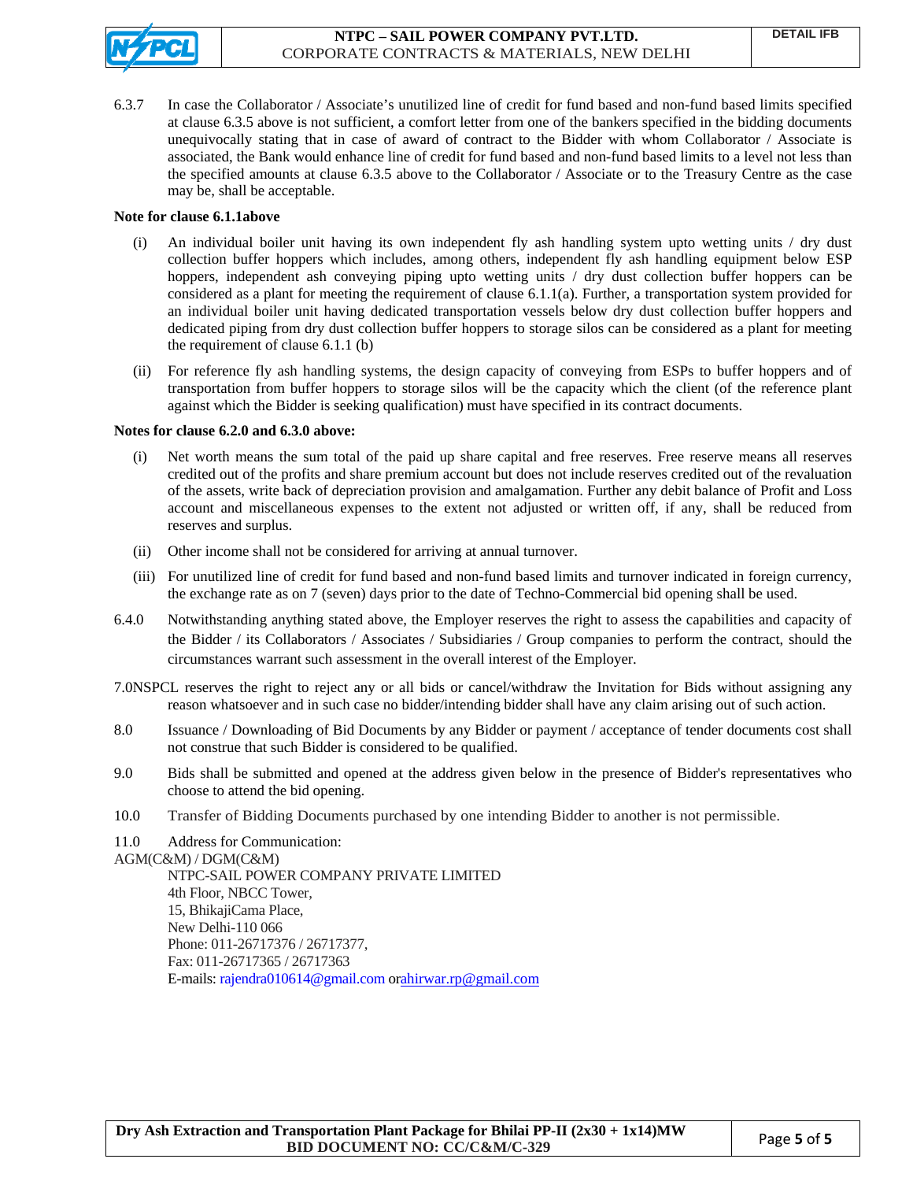6.3.7 In case the Collaborator / Associate's unutilized line of credit for fund based and non-fund based limits specified at clause 6.3.5 above is not sufficient, a comfort letter from one of the bankers specified in the bidding documents unequivocally stating that in case of award of contract to the Bidder with whom Collaborator / Associate is associated, the Bank would enhance line of credit for fund based and non-fund based limits to a level not less than the specified amounts at clause 6.3.5 above to the Collaborator / Associate or to the Treasury Centre as the case may be, shall be acceptable.

**Note for clause 6.1.1above**

(i) An individual boiler unit having its own independent fly ash handling system upto wetting units / dry dust collection buffer hoppers which includes, among others, independent fly ash handling equipment below ESP hoppers, independent ash conveying piping upto wetting units / dry dust collection buffer hoppers can be considered as a plant for meeting the requirement of clause 6.1.1(a). Further, a transportation system provided for an individual boiler unit having dedicated transportation vessels below dry dust collection buffer hoppers and dedicated piping from dry dust collection buffer hoppers to storage silos can be considered as a plant for meeting the requirement of clause 6.1.1 (b)

(ii) For reference fly ash handling systems, the design capacity of conveying from ESPs to buffer hoppers and of transportation from buffer hoppers to storage silos will be the capacity which the client (of the reference plant against which the Bidder is seeking qualification) must have specified in its contract documents.

**Notes for clause 6.2.0 and 6.3.0 above:**

(i) Net worth means the sum total of the paid up share capital and free reserves. Free reserve means all reserves credited out of the profits and share premium account but does not include reserves credited out of the revaluation of the assets, write back of depreciation provision and amalgamation. Further any debit balance of Profit and Loss account and miscellaneous expenses to the extent not adjusted or written off, if any, shall be reduced from reserves and surplus.

(ii) Other income shall not be considered for arriving at annual turnover.

(iii) For unutilized line of credit for fund based and non-fund based limits and turnover indicated in foreign currency, the exchange rate as on 7 (seven) days prior to the date of Techno-Commercial bid opening shall be used.

6.4.0 Notwithstanding anything stated above, the Employer reserves the right to assess the capabilities and capacity of the Bidder / its Collaborators / Associates / Subsidiaries / Group companies to perform the contract, should the circumstances warrant such assessment in the overall interest of the Employer.

7.0NSPCL reserves the right to reject any or all bids or cancel/withdraw the Invitation for Bids without assigning any reason whatsoever and in such case no bidder/intending bidder shall have any claim arising out of such action.

8.0 Issuance / Downloading of Bid Documents by any Bidder or payment / acceptance of tender documents cost shall not construe that such Bidder is considered to be qualified.

9.0 Bids shall be submitted and opened at the address given below in the presence of Bidder's representatives who choose to attend the bid opening.

10.0 Transfer of Bidding Documents purchased by one intending Bidder to another is not permissible.

11.0 Address for Communication:

AGM(C&M) / DGM(C&M)
NTPC-SAIL POWER COMPANY PRIVATE LIMITED
4th Floor, NBCC Tower,
15, BhikajiCama Place,
New Delhi-110 066
Phone: 011-26717376 / 26717377,
Fax: 011-26717365 / 26717363
E-mails: rajendra010614@gmail.com orahirwar.rp@gmail.com